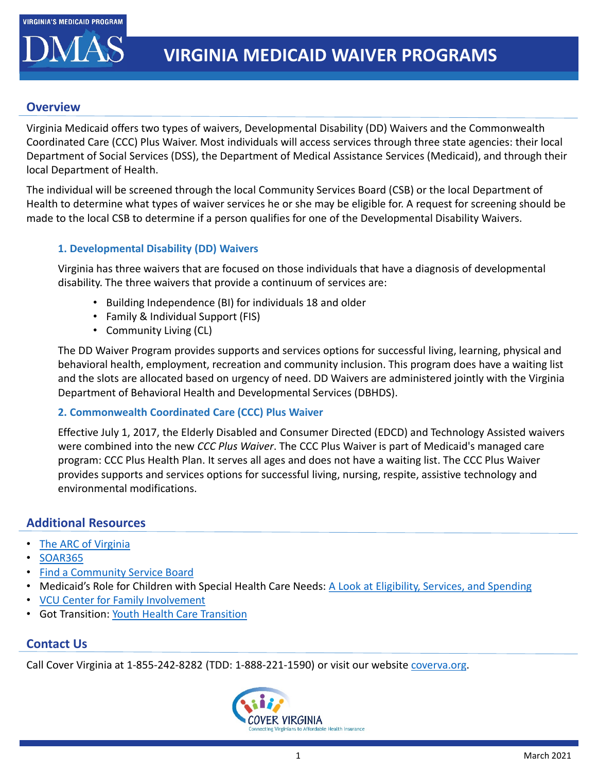VIRGINIA'S MEDICAID PROGRAM

# VIRGINIA MEDICAID WAIVER PROGRAMS

## Overview

Virginia Medicaid offers two types of waivers, Developmental Disability (DD) Waivers and the Commonwealth Coordinated Care (CCC) Plus Waiver. Most individuals will access services through three state agencies: their local Department of Social Services (DSS), the Department of Medical Assistance Services (Medicaid), and through their local Department of Health.

The individual will be screened through the local Community Services Board (CSB) or the local Department of Health to determine what types of waiver services he or she may be eligible for. A request for screening should be made to the local CSB to determine if a person qualifies for one of the Developmental Disability Waivers.

### 1. Developmental Disability (DD) Waivers

Virginia has three waivers that are focused on those individuals that have a diagnosis of developmental disability. The three waivers that provide a continuum of services are:

- Building Independence (BI) for individuals 18 and older
- Family & Individual Support (FIS)
- Community Living (CL)

The DD Waiver Program provides supports and services options for successful living, learning, physical and behavioral health, employment, recreation and community inclusion. This program does have a waiting list and the slots are allocated based on urgency of need. DD Waivers are administered jointly with the Virginia Department of Behavioral Health and Developmental Services (DBHDS).

### 2. Commonwealth Coordinated Care (CCC) Plus Waiver

Effective July 1, 2017, the Elderly Disabled and Consumer Directed (EDCD) and Technology Assisted waivers were combined into the new *CCC Plus Waiver*. The CCC Plus Waiver is part of Medicaid's managed care program: CCC Plus Health Plan. It serves all ages and does not have a waiting list. The CCC Plus Waiver provides supports and services options for successful living, nursing, respite, assistive technology and environmental modifications.

## Additional Resources

- The ARC of Virginia
- SOAR365
- Find a Community Service Board
- Medicaid's Role for Children with Special Health Care Needs: A Look at Eligibility, Services, and Spending
- VCU Center for Family Involvement
- Got Transition: Youth Health Care Transition

## Contact Us

Call Cover Virginia at 1-855-242-8282 (TDD: 1-888-221-1590) or visit our website coverva.org.

COVER VIRGINIA
Connecting Virginians to Affordable Health Insurance

March 2021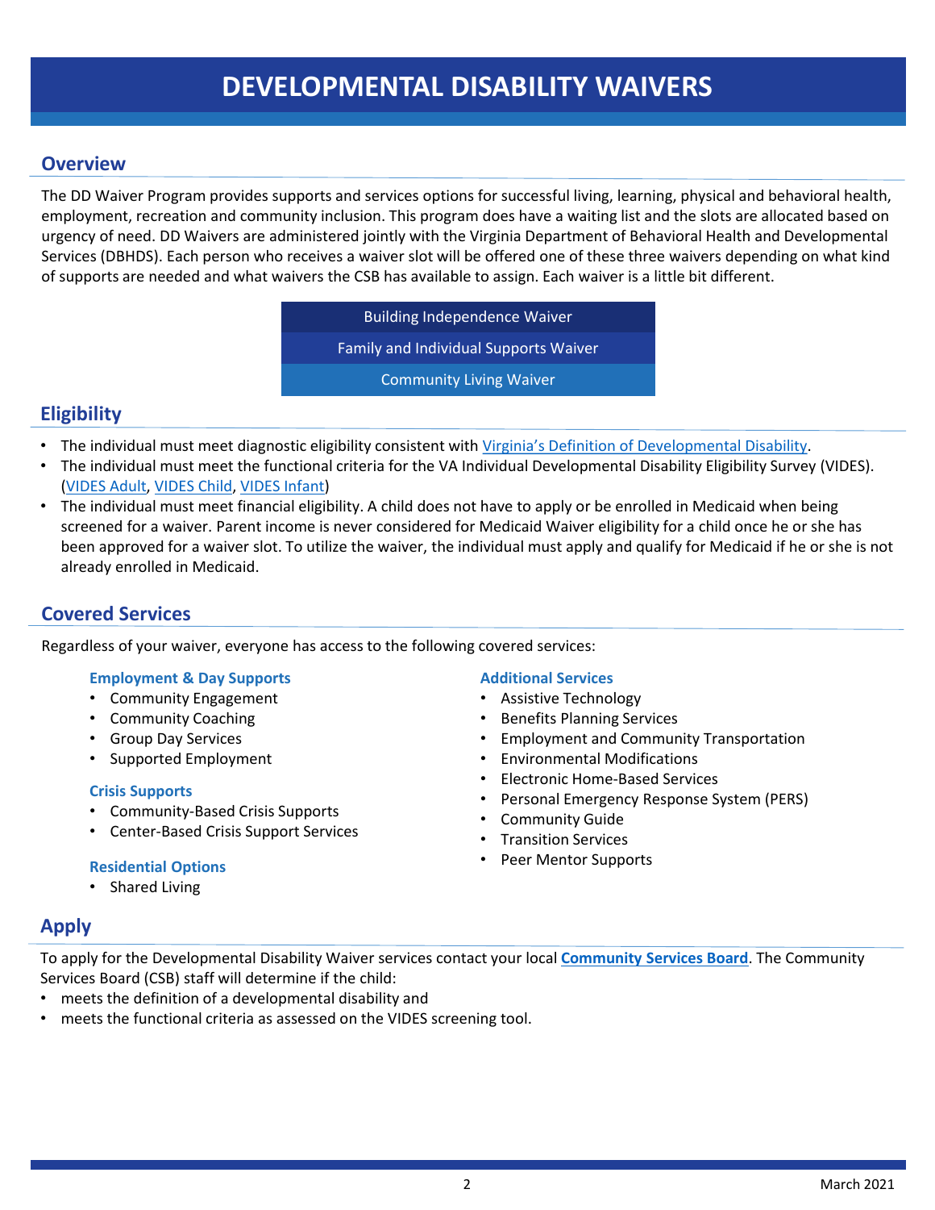# DEVELOPMENTAL DISABILITY WAIVERS

## Overview

The DD Waiver Program provides supports and services options for successful living, learning, physical and behavioral health, employment, recreation and community inclusion. This program does have a waiting list and the slots are allocated based on urgency of need. DD Waivers are administered jointly with the Virginia Department of Behavioral Health and Developmental Services (DBHDS). Each person who receives a waiver slot will be offered one of these three waivers depending on what kind of supports are needed and what waivers the CSB has available to assign. Each waiver is a little bit different.

- Building Independence Waiver
- Family and Individual Supports Waiver
- Community Living Waiver

## Eligibility

- The individual must meet diagnostic eligibility consistent with Virginia's Definition of Developmental Disability.
- The individual must meet the functional criteria for the VA Individual Developmental Disability Eligibility Survey (VIDES). (VIDES Adult, VIDES Child, VIDES Infant)
- The individual must meet financial eligibility. A child does not have to apply or be enrolled in Medicaid when being screened for a waiver. Parent income is never considered for Medicaid Waiver eligibility for a child once he or she has been approved for a waiver slot. To utilize the waiver, the individual must apply and qualify for Medicaid if he or she is not already enrolled in Medicaid.

## Covered Services

Regardless of your waiver, everyone has access to the following covered services:

### Employment & Day Supports

- Community Engagement
- Community Coaching
- Group Day Services
- Supported Employment

### Crisis Supports

- Community-Based Crisis Supports
- Center-Based Crisis Support Services

### Residential Options

- Shared Living

### Additional Services

- Assistive Technology
- Benefits Planning Services
- Employment and Community Transportation
- Environmental Modifications
- Electronic Home-Based Services
- Personal Emergency Response System (PERS)
- Community Guide
- Transition Services
- Peer Mentor Supports

## Apply

To apply for the Developmental Disability Waiver services contact your local **Community Services Board**. The Community Services Board (CSB) staff will determine if the child:

- meets the definition of a developmental disability and
- meets the functional criteria as assessed on the VIDES screening tool.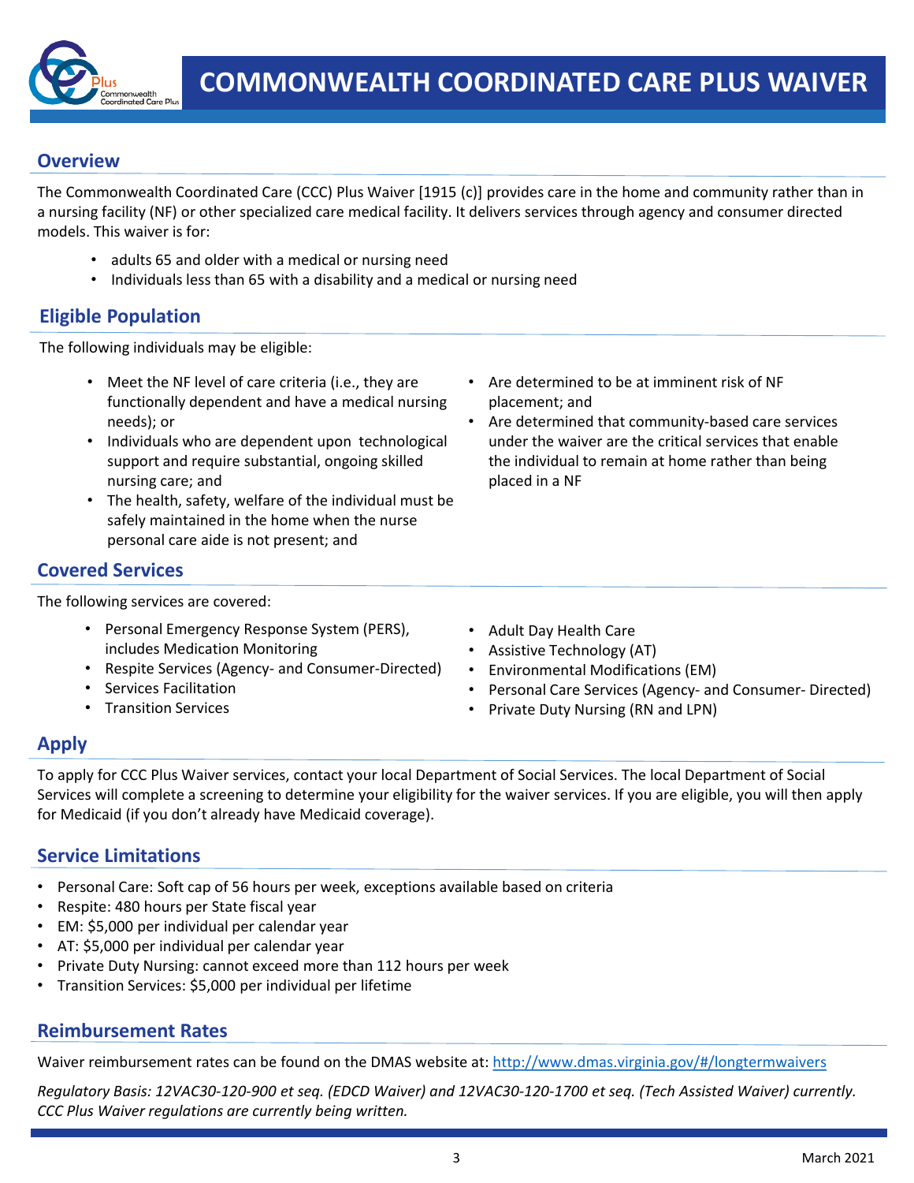# COMMONWEALTH COORDINATED CARE PLUS WAIVER

## Overview

The Commonwealth Coordinated Care (CCC) Plus Waiver [1915 (c)] provides care in the home and community rather than in a nursing facility (NF) or other specialized care medical facility. It delivers services through agency and consumer directed models. This waiver is for:

- adults 65 and older with a medical or nursing need
- Individuals less than 65 with a disability and a medical or nursing need

## Eligible Population

The following individuals may be eligible:

- Meet the NF level of care criteria (i.e., they are functionally dependent and have a medical nursing needs); or
- Individuals who are dependent upon technological support and require substantial, ongoing skilled nursing care; and
- The health, safety, welfare of the individual must be safely maintained in the home when the nurse personal care aide is not present; and
- Are determined to be at imminent risk of NF placement; and
- Are determined that community-based care services under the waiver are the critical services that enable the individual to remain at home rather than being placed in a NF

## Covered Services

The following services are covered:

- Personal Emergency Response System (PERS), includes Medication Monitoring
- Respite Services (Agency- and Consumer-Directed)
- Services Facilitation
- Transition Services
- Adult Day Health Care
- Assistive Technology (AT)
- Environmental Modifications (EM)
- Personal Care Services (Agency- and Consumer- Directed)
- Private Duty Nursing (RN and LPN)

## Apply

To apply for CCC Plus Waiver services, contact your local Department of Social Services. The local Department of Social Services will complete a screening to determine your eligibility for the waiver services. If you are eligible, you will then apply for Medicaid (if you don't already have Medicaid coverage).

## Service Limitations

- Personal Care: Soft cap of 56 hours per week, exceptions available based on criteria
- Respite: 480 hours per State fiscal year
- EM: $5,000 per individual per calendar year
- AT: $5,000 per individual per calendar year
- Private Duty Nursing: cannot exceed more than 112 hours per week
- Transition Services: $5,000 per individual per lifetime

## Reimbursement Rates

Waiver reimbursement rates can be found on the DMAS website at: http://www.dmas.virginia.gov/#/longtermwaivers

*Regulatory Basis: 12VAC30-120-900 et seq. (EDCD Waiver) and 12VAC30-120-1700 et seq. (Tech Assisted Waiver) currently. CCC Plus Waiver regulations are currently being written.*

March 2021